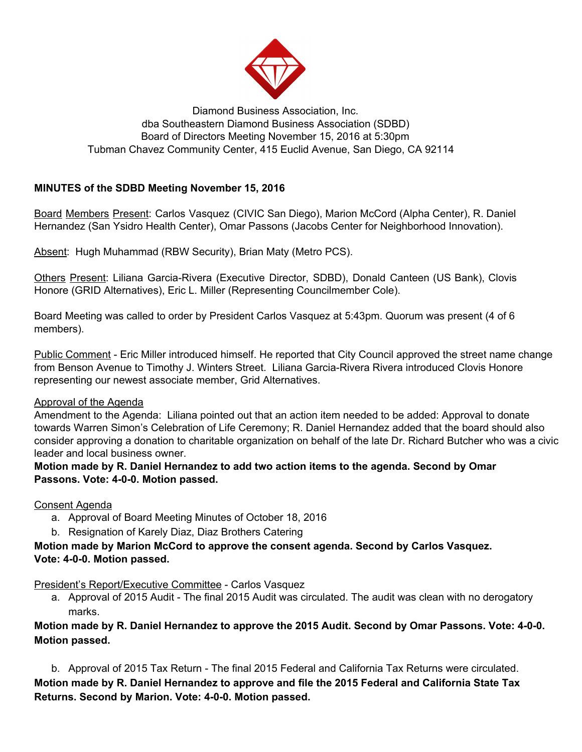Diamond Business Association, Inc.
dba Southeastern Diamond Business Association (SDBD)
Board of Directors Meeting November 15, 2016 at 5:30pm
Tubman Chavez Community Center, 415 Euclid Avenue, San Diego, CA 92114

**MINUTES of the SDBD Meeting November 15, 2016**

Board Members Present: Carlos Vasquez (CIVIC San Diego), Marion McCord (Alpha Center), R. Daniel Hernandez (San Ysidro Health Center), Omar Passons (Jacobs Center for Neighborhood Innovation).

Absent: Hugh Muhammad (RBW Security), Brian Maty (Metro PCS).

Others Present: Liliana Garcia-Rivera (Executive Director, SDBD), Donald Canteen (US Bank), Clovis Honore (GRID Alternatives), Eric L. Miller (Representing Councilmember Cole).

Board Meeting was called to order by President Carlos Vasquez at 5:43pm. Quorum was present (4 of 6 members).

Public Comment - Eric Miller introduced himself. He reported that City Council approved the street name change from Benson Avenue to Timothy J. Winters Street. Liliana Garcia-Rivera Rivera introduced Clovis Honore representing our newest associate member, Grid Alternatives.

Approval of the Agenda
Amendment to the Agenda: Liliana pointed out that an action item needed to be added: Approval to donate towards Warren Simon's Celebration of Life Ceremony; R. Daniel Hernandez added that the board should also consider approving a donation to charitable organization on behalf of the late Dr. Richard Butcher who was a civic leader and local business owner.
**Motion made by R. Daniel Hernandez to add two action items to the agenda. Second by Omar Passons. Vote: 4-0-0. Motion passed.**

Consent Agenda
a. Approval of Board Meeting Minutes of October 18, 2016
b. Resignation of Karely Diaz, Diaz Brothers Catering

**Motion made by Marion McCord to approve the consent agenda. Second by Carlos Vasquez. Vote: 4-0-0. Motion passed.**

President's Report/Executive Committee - Carlos Vasquez
a. Approval of 2015 Audit - The final 2015 Audit was circulated. The audit was clean with no derogatory marks.

**Motion made by R. Daniel Hernandez to approve the 2015 Audit. Second by Omar Passons. Vote: 4-0-0. Motion passed.**

b. Approval of 2015 Tax Return - The final 2015 Federal and California Tax Returns were circulated.

**Motion made by R. Daniel Hernandez to approve and file the 2015 Federal and California State Tax Returns. Second by Marion. Vote: 4-0-0. Motion passed.**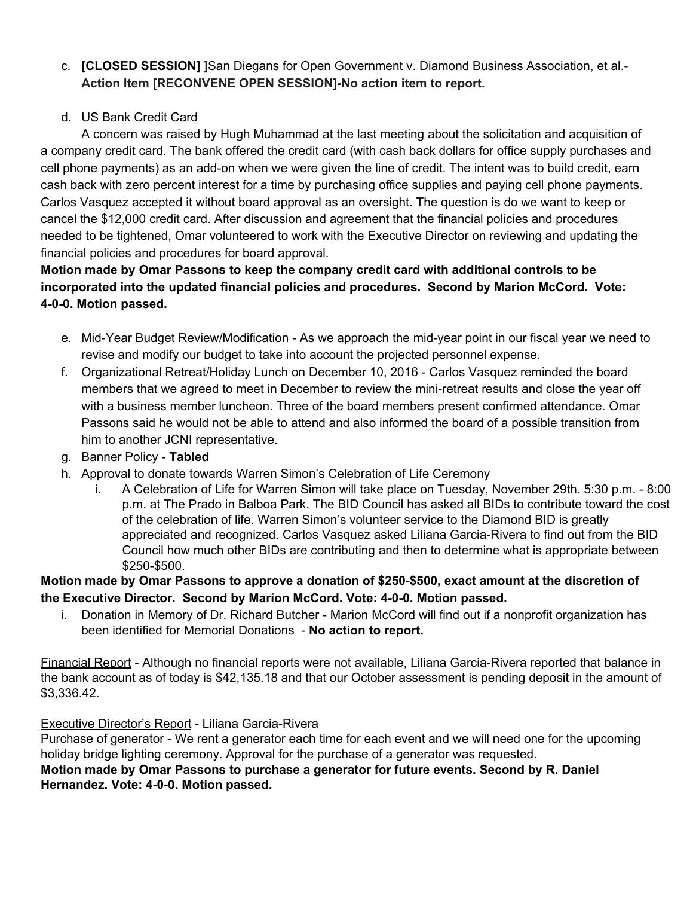c. **[CLOSED SESSION] ]**San Diegans for Open Government v. Diamond Business Association, et al.- **Action Item [RECONVENE OPEN SESSION]-No action item to report.**

d. US Bank Credit Card

A concern was raised by Hugh Muhammad at the last meeting about the solicitation and acquisition of a company credit card. The bank offered the credit card (with cash back dollars for office supply purchases and cell phone payments) as an add-on when we were given the line of credit. The intent was to build credit, earn cash back with zero percent interest for a time by purchasing office supplies and paying cell phone payments. Carlos Vasquez accepted it without board approval as an oversight. The question is do we want to keep or cancel the $12,000 credit card. After discussion and agreement that the financial policies and procedures needed to be tightened, Omar volunteered to work with the Executive Director on reviewing and updating the financial policies and procedures for board approval.

**Motion made by Omar Passons to keep the company credit card with additional controls to be incorporated into the updated financial policies and procedures. Second by Marion McCord. Vote: 4-0-0. Motion passed.**

e. Mid-Year Budget Review/Modification - As we approach the mid-year point in our fiscal year we need to revise and modify our budget to take into account the projected personnel expense.
f. Organizational Retreat/Holiday Lunch on December 10, 2016 - Carlos Vasquez reminded the board members that we agreed to meet in December to review the mini-retreat results and close the year off with a business member luncheon. Three of the board members present confirmed attendance. Omar Passons said he would not be able to attend and also informed the board of a possible transition from him to another JCNI representative.
g. Banner Policy - **Tabled**
h. Approval to donate towards Warren Simon's Celebration of Life Ceremony
   i. A Celebration of Life for Warren Simon will take place on Tuesday, November 29th. 5:30 p.m. - 8:00 p.m. at The Prado in Balboa Park. The BID Council has asked all BIDs to contribute toward the cost of the celebration of life. Warren Simon's volunteer service to the Diamond BID is greatly appreciated and recognized. Carlos Vasquez asked Liliana Garcia-Rivera to find out from the BID Council how much other BIDs are contributing and then to determine what is appropriate between $250-$500.

**Motion made by Omar Passons to approve a donation of $250-$500, exact amount at the discretion of the Executive Director. Second by Marion McCord. Vote: 4-0-0. Motion passed.**

i. Donation in Memory of Dr. Richard Butcher - Marion McCord will find out if a nonprofit organization has been identified for Memorial Donations - **No action to report.**

Financial Report - Although no financial reports were not available, Liliana Garcia-Rivera reported that balance in the bank account as of today is $42,135.18 and that our October assessment is pending deposit in the amount of $3,336.42.

Executive Director's Report - Liliana Garcia-Rivera

Purchase of generator - We rent a generator each time for each event and we will need one for the upcoming holiday bridge lighting ceremony. Approval for the purchase of a generator was requested.

**Motion made by Omar Passons to purchase a generator for future events. Second by R. Daniel Hernandez. Vote: 4-0-0. Motion passed.**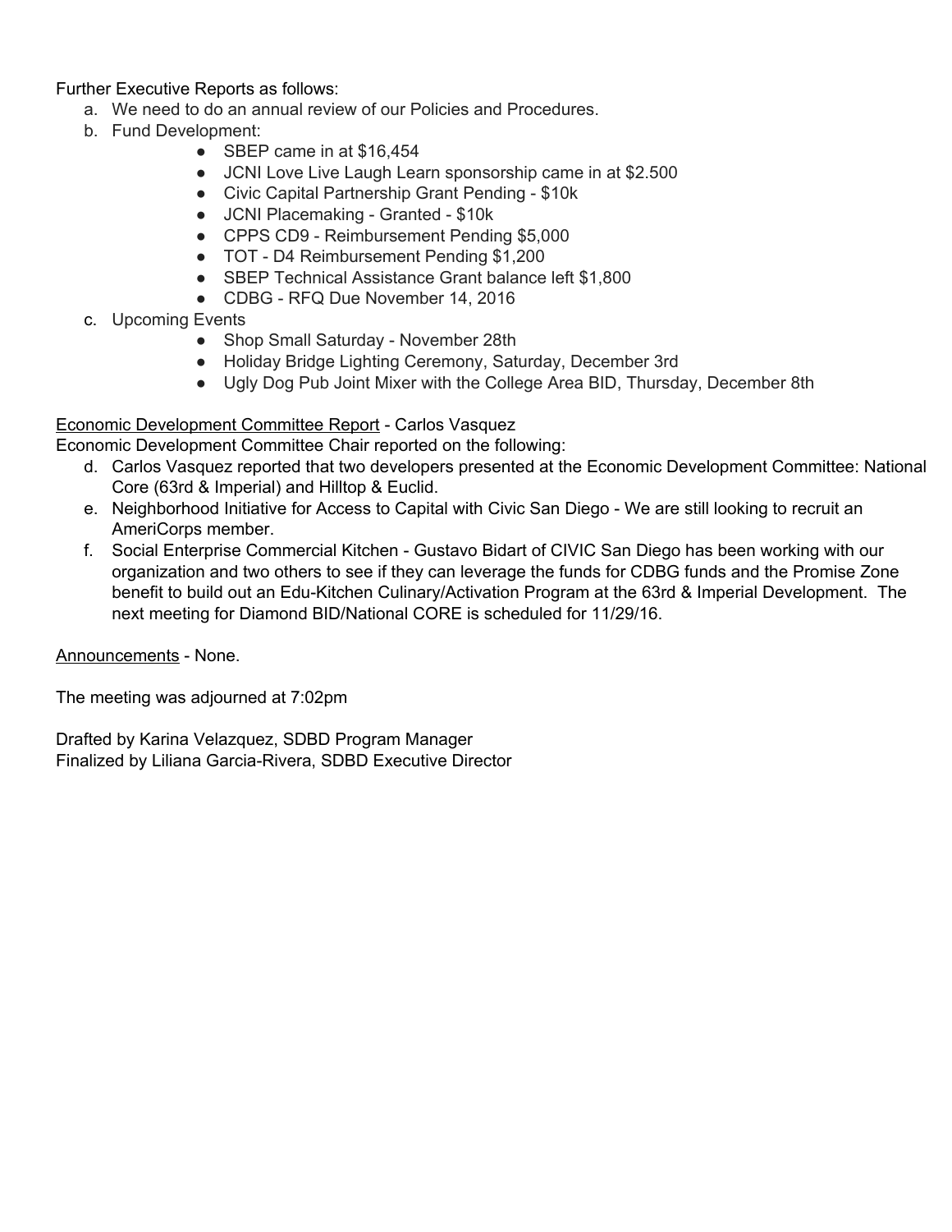Further Executive Reports as follows:

a. We need to do an annual review of our Policies and Procedures.
b. Fund Development:
    - SBEP came in at $16,454
    - JCNI Love Live Laugh Learn sponsorship came in at $2.500
    - Civic Capital Partnership Grant Pending - $10k
    - JCNI Placemaking - Granted - $10k
    - CPPS CD9 - Reimbursement Pending $5,000
    - TOT - D4 Reimbursement Pending $1,200
    - SBEP Technical Assistance Grant balance left $1,800
    - CDBG - RFQ Due November 14, 2016
c. Upcoming Events
    - Shop Small Saturday - November 28th
    - Holiday Bridge Lighting Ceremony, Saturday, December 3rd
    - Ugly Dog Pub Joint Mixer with the College Area BID, Thursday, December 8th

<u>Economic Development Committee Report</u> - Carlos Vasquez

Economic Development Committee Chair reported on the following:

d. Carlos Vasquez reported that two developers presented at the Economic Development Committee: National Core (63rd & Imperial) and Hilltop & Euclid.
e. Neighborhood Initiative for Access to Capital with Civic San Diego - We are still looking to recruit an AmeriCorps member.
f. Social Enterprise Commercial Kitchen - Gustavo Bidart of CIVIC San Diego has been working with our organization and two others to see if they can leverage the funds for CDBG funds and the Promise Zone benefit to build out an Edu-Kitchen Culinary/Activation Program at the 63rd & Imperial Development. The next meeting for Diamond BID/National CORE is scheduled for 11/29/16.

<u>Announcements</u> - None.

The meeting was adjourned at 7:02pm

Drafted by Karina Velazquez, SDBD Program Manager
Finalized by Liliana Garcia-Rivera, SDBD Executive Director